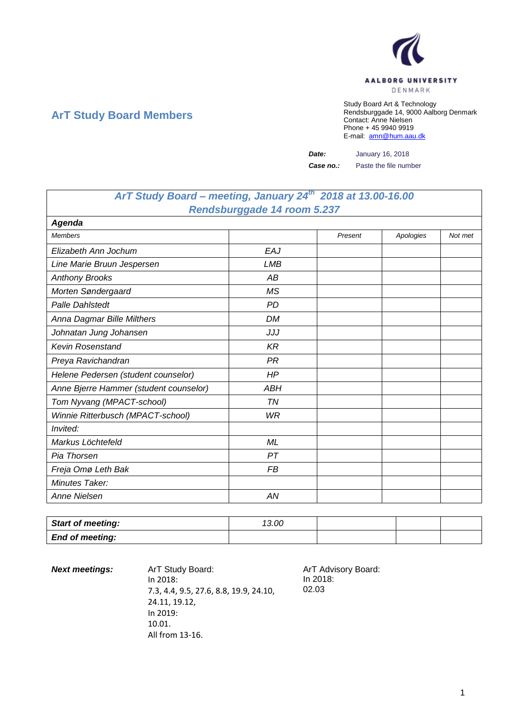AALBORG UNIVERSITY
DENMARK

## ArT Study Board Members

Study Board Art & Technology
Rendsburggade 14, 9000 Aalborg Denmark
Contact: Anne Nielsen
Phone + 45 9940 9919
E-mail: amn@hum.aau.dk

***Date:*** January 16, 2018

***Case no.:*** Paste the file number

| *ArT Study Board – meeting, January 24th 2018 at 13.00-16.00 Rendsburggade 14 room 5.237* | | | | |
|---|---|---|---|---|
| ***Agenda*** | | | | |
| *Members* | | *Present* | *Apologies* | *Not met* |
| *Elizabeth Ann Jochum* | *EAJ* | | | |
| *Line Marie Bruun Jespersen* | *LMB* | | | |
| *Anthony Brooks* | *AB* | | | |
| *Morten Søndergaard* | *MS* | | | |
| *Palle Dahlstedt* | *PD* | | | |
| *Anna Dagmar Bille Milthers* | *DM* | | | |
| *Johnatan Jung Johansen* | *JJJ* | | | |
| *Kevin Rosenstand* | *KR* | | | |
| *Preya Ravichandran* | *PR* | | | |
| *Helene Pedersen (student counselor)* | *HP* | | | |
| *Anne Bjerre Hammer (student counselor)* | *ABH* | | | |
| *Tom Nyvang (MPACT-school)* | *TN* | | | |
| *Winnie Ritterbusch (MPACT-school)* | *WR* | | | |
| *Invited:* | | | | |
| *Markus Löchtefeld* | *ML* | | | |
| *Pia Thorsen* | *PT* | | | |
| *Freja Omø Leth Bak* | *FB* | | | |
| *Minutes Taker:* | | | | |
| *Anne Nielsen* | *AN* | | | |

| ***Start of meeting:*** | *13.00* | | | |
|---|---|---|---|---|
| ***End of meeting:*** | | | | |

***Next meetings:***

ArT Study Board:
In 2018:
7.3, 4.4, 9.5, 27.6, 8.8, 19.9, 24.10, 24.11, 19.12,
In 2019:
10.01.
All from 13-16.

ArT Advisory Board:
In 2018:
02.03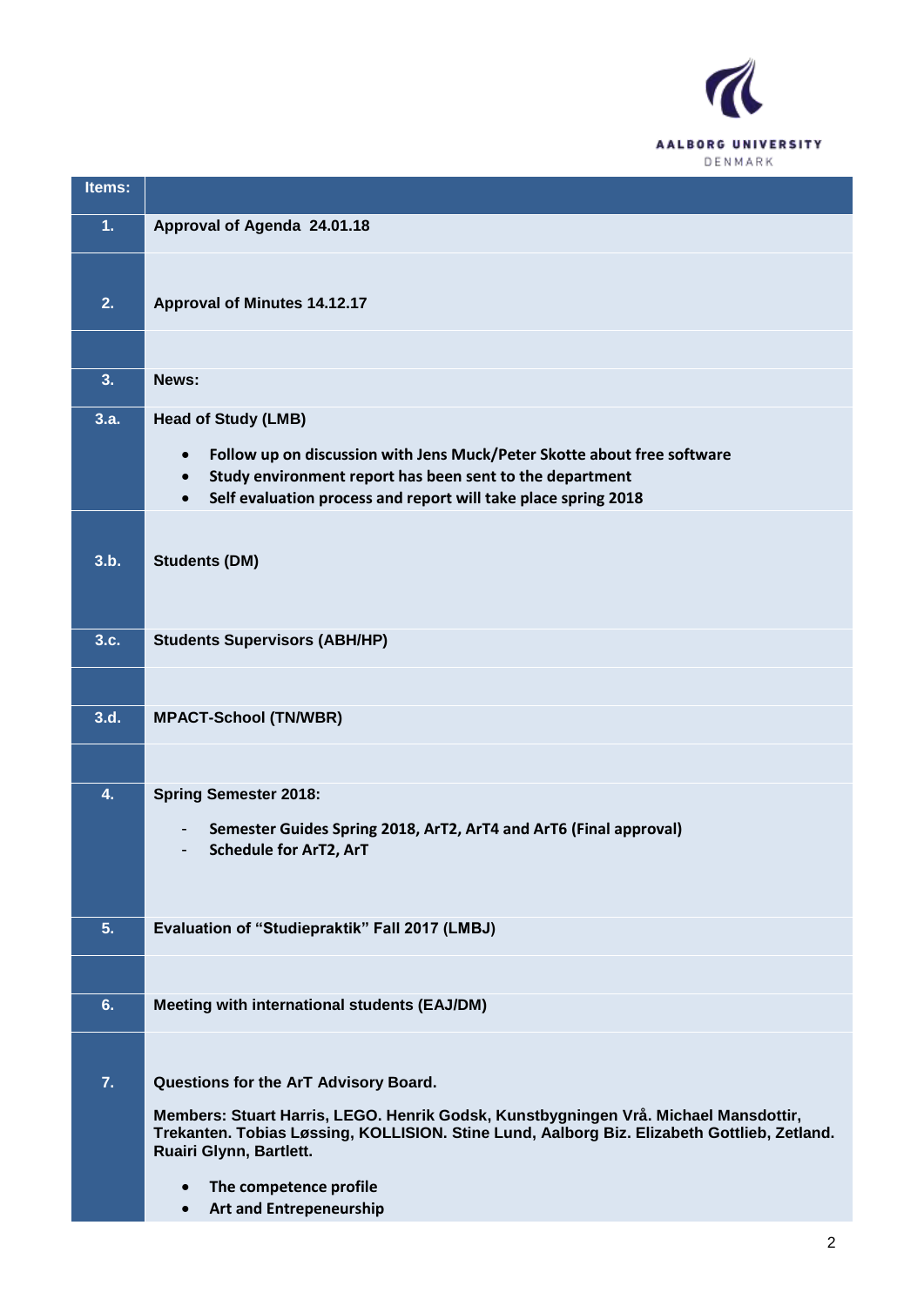| Items: | |
|---|---|
| **1.** | **Approval of Agenda 24.01.18** |
| **2.** | **Approval of Minutes 14.12.17** |
| | |
| **3.** | **News:** |
| **3.a.** | **Head of Study (LMB)**<br>• **Follow up on discussion with Jens Muck/Peter Skotte about free software**<br>• **Study environment report has been sent to the department**<br>• **Self evaluation process and report will take place spring 2018** |
| **3.b.** | **Students (DM)** |
| **3.c.** | **Students Supervisors (ABH/HP)** |
| | |
| **3.d.** | **MPACT-School (TN/WBR)** |
| | |
| **4.** | **Spring Semester 2018:**<br>- **Semester Guides Spring 2018, ArT2, ArT4 and ArT6 (Final approval)**<br>- **Schedule for ArT2, ArT** |
| **5.** | **Evaluation of "Studiepraktik" Fall 2017 (LMBJ)** |
| | |
| **6.** | **Meeting with international students (EAJ/DM)** |
| **7.** | **Questions for the ArT Advisory Board.**<br>**Members: Stuart Harris, LEGO. Henrik Godsk, Kunstbygningen Vrå. Michael Mansdottir, Trekanten. Tobias Løssing, KOLLISION. Stine Lund, Aalborg Biz. Elizabeth Gottlieb, Zetland. Ruairi Glynn, Bartlett.**<br>• **The competence profile**<br>• **Art and Entrepeneurship** |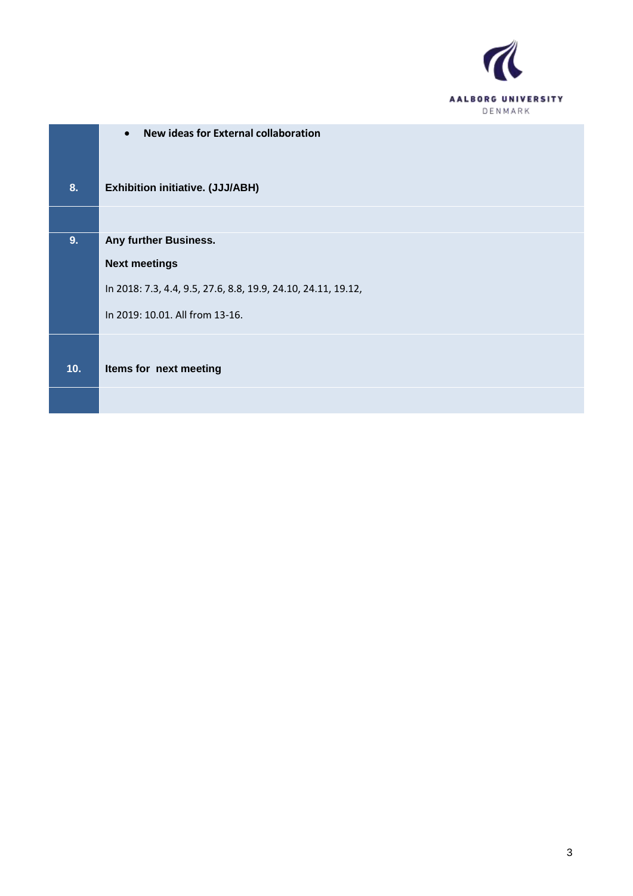| | |
|---|---|
| | - **New ideas for External collaboration** |
| **8.** | **Exhibition initiative. (JJJ/ABH)** |
| | |
| **9.** | **Any further Business.**<br><br>**Next meetings**<br><br>In 2018: 7.3, 4.4, 9.5, 27.6, 8.8, 19.9, 24.10, 24.11, 19.12,<br><br>In 2019: 10.01. All from 13-16. |
| **10.** | **Items for next meeting** |
| | |